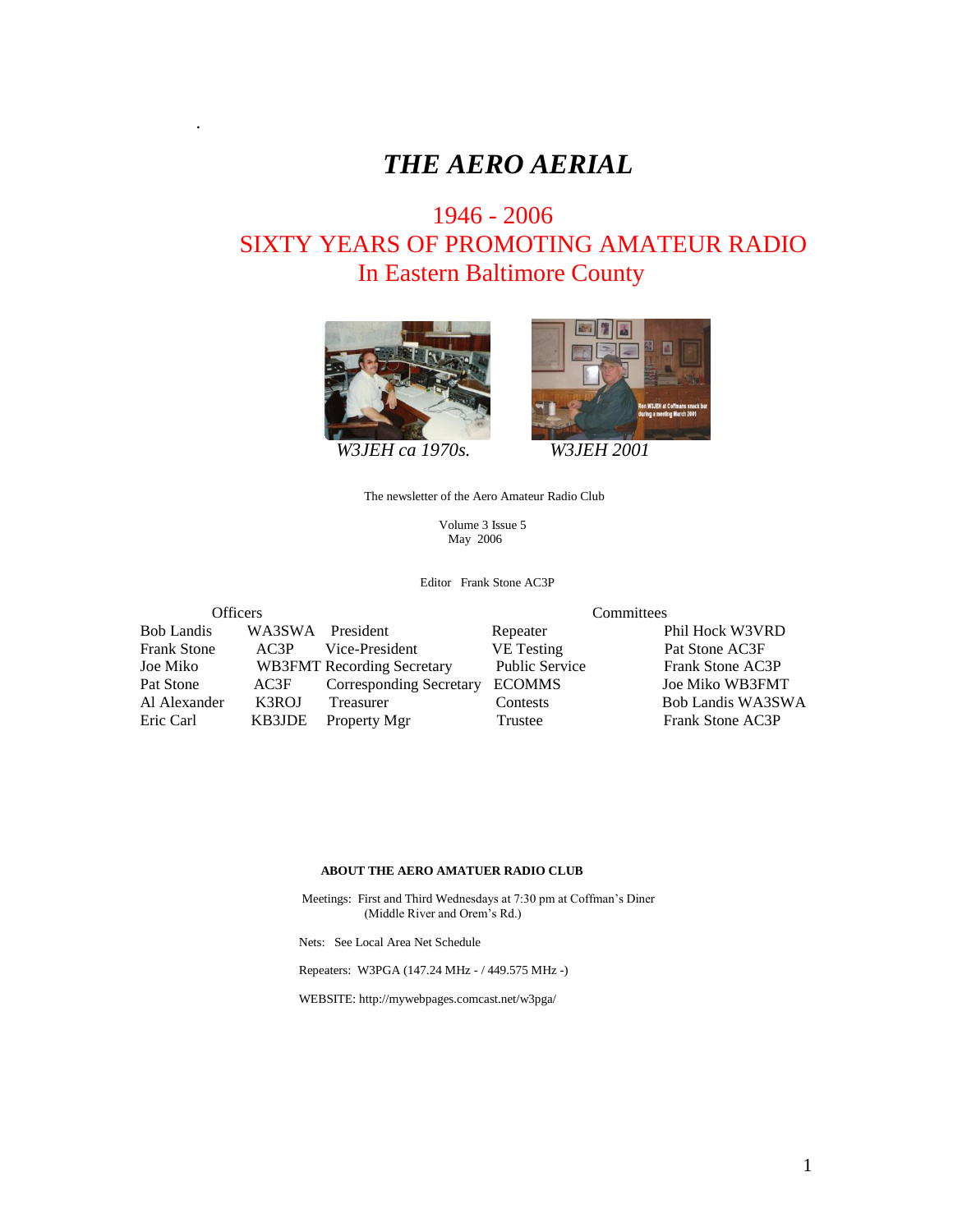# THE AERO AERIAL

## 1946 - 2006
## SIXTY YEARS OF PROMOTING AMATEUR RADIO
## In Eastern Baltimore County

*W3JEH ca 1970s.* *W3JEH 2001*

The newsletter of the Aero Amateur Radio Club

Volume 3 Issue 5
May 2006

Editor Frank Stone AC3P

| Officers | | | Committees | |
|---|---|---|---|---|
| Bob Landis | WA3SWA | President | Repeater | Phil Hock W3VRD |
| Frank Stone | AC3P | Vice-President | VE Testing | Pat Stone AC3F |
| Joe Miko | WB3FMT | Recording Secretary | Public Service | Frank Stone AC3P |
| Pat Stone | AC3F | Corresponding Secretary | ECOMMS | Joe Miko WB3FMT |
| Al Alexander | K3ROJ | Treasurer | Contests | Bob Landis WA3SWA |
| Eric Carl | KB3JDE | Property Mgr | Trustee | Frank Stone AC3P |

**ABOUT THE AERO AMATUER RADIO CLUB**

Meetings: First and Third Wednesdays at 7:30 pm at Coffman's Diner
(Middle River and Orem's Rd.)

Nets: See Local Area Net Schedule

Repeaters: W3PGA (147.24 MHz - / 449.575 MHz -)

WEBSITE: http://mywebpages.comcast.net/w3pga/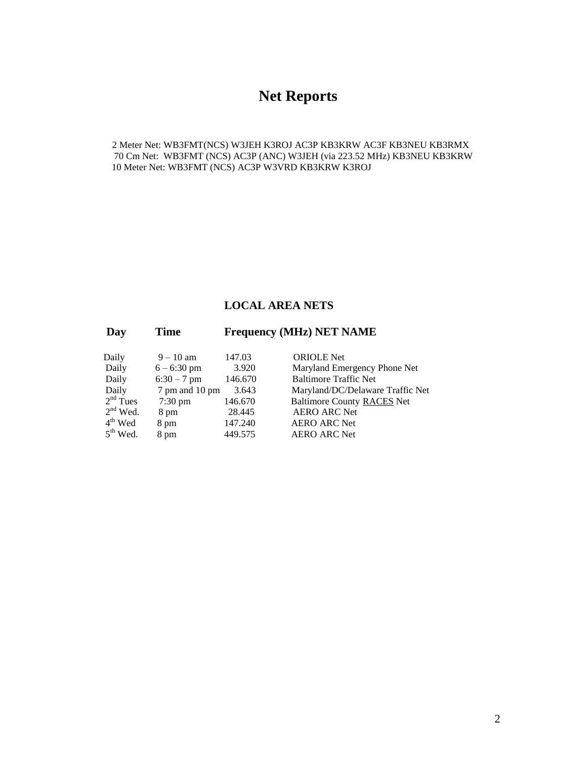# Net Reports

2 Meter Net: WB3FMT(NCS) W3JEH K3ROJ AC3P KB3KRW AC3F KB3NEU KB3RMX
70 Cm Net: WB3FMT (NCS) AC3P (ANC) W3JEH (via 223.52 MHz) KB3NEU KB3KRW
10 Meter Net: WB3FMT (NCS) AC3P W3VRD KB3KRW K3ROJ

## LOCAL AREA NETS

| Day | Time | Frequency (MHz) | NET NAME |
|---|---|---|---|
| Daily | 9 – 10 am | 147.03 | ORIOLE Net |
| Daily | 6 – 6:30 pm | 3.920 | Maryland Emergency Phone Net |
| Daily | 6:30 – 7 pm | 146.670 | Baltimore Traffic Net |
| Daily | 7 pm and 10 pm | 3.643 | Maryland/DC/Delaware Traffic Net |
| 2nd Tues | 7:30 pm | 146.670 | Baltimore County RACES Net |
| 2nd Wed. | 8 pm | 28.445 | AERO ARC Net |
| 4th Wed | 8 pm | 147.240 | AERO ARC Net |
| 5th Wed. | 8 pm | 449.575 | AERO ARC Net |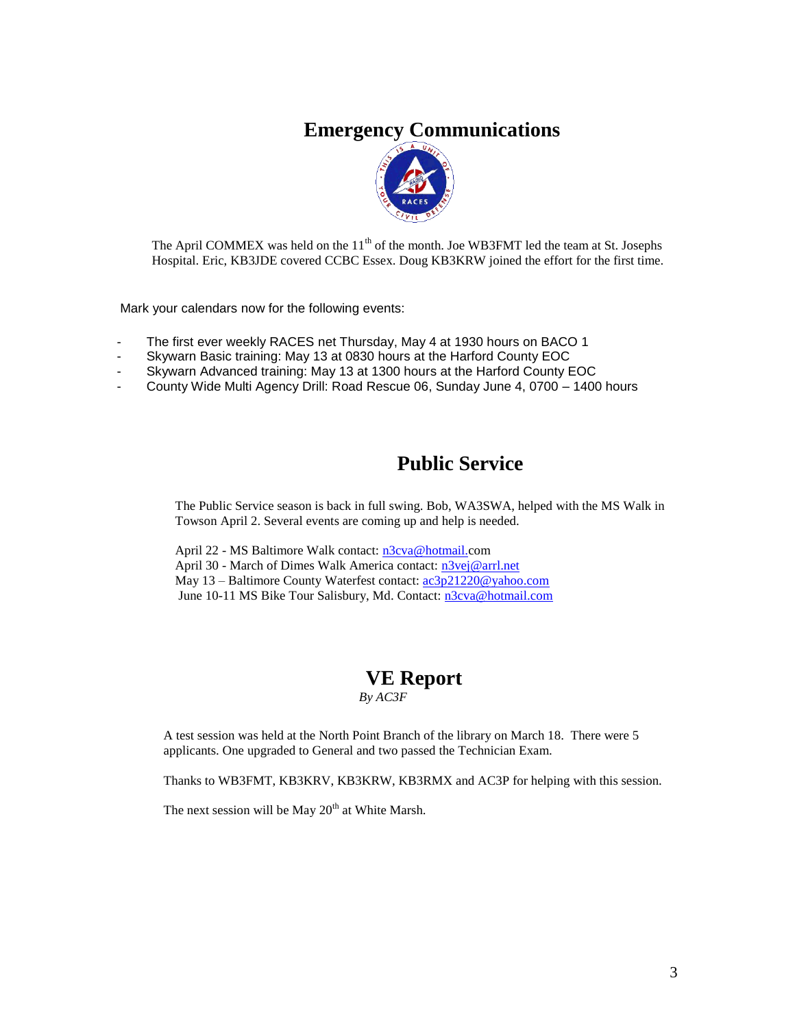# Emergency Communications

The April COMMEX was held on the 11th of the month. Joe WB3FMT led the team at St. Josephs Hospital. Eric, KB3JDE covered CCBC Essex. Doug KB3KRW joined the effort for the first time.

Mark your calendars now for the following events:

- The first ever weekly RACES net Thursday, May 4 at 1930 hours on BACO 1
- Skywarn Basic training: May 13 at 0830 hours at the Harford County EOC
- Skywarn Advanced training: May 13 at 1300 hours at the Harford County EOC
- County Wide Multi Agency Drill: Road Rescue 06, Sunday June 4, 0700 – 1400 hours

# Public Service

The Public Service season is back in full swing. Bob, WA3SWA, helped with the MS Walk in Towson April 2. Several events are coming up and help is needed.

April 22 - MS Baltimore Walk contact: n3cva@hotmail.com
April 30 - March of Dimes Walk America contact: n3vej@arrl.net
May 13 – Baltimore County Waterfest contact: ac3p21220@yahoo.com
June 10-11 MS Bike Tour Salisbury, Md. Contact: n3cva@hotmail.com

# VE Report

*By AC3F*

A test session was held at the North Point Branch of the library on March 18. There were 5 applicants. One upgraded to General and two passed the Technician Exam.

Thanks to WB3FMT, KB3KRV, KB3KRW, KB3RMX and AC3P for helping with this session.

The next session will be May 20th at White Marsh.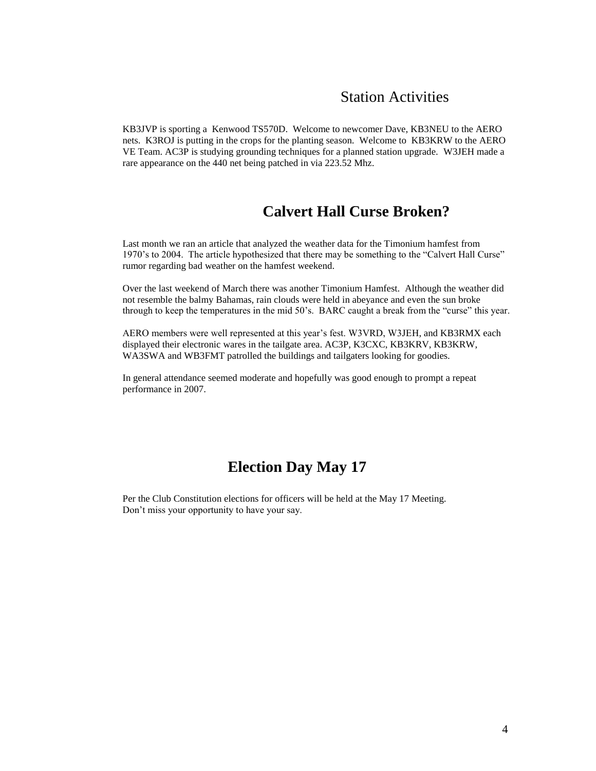## Station Activities

KB3JVP is sporting a Kenwood TS570D. Welcome to newcomer Dave, KB3NEU to the AERO nets. K3ROJ is putting in the crops for the planting season. Welcome to KB3KRW to the AERO VE Team. AC3P is studying grounding techniques for a planned station upgrade. W3JEH made a rare appearance on the 440 net being patched in via 223.52 Mhz.

## Calvert Hall Curse Broken?

Last month we ran an article that analyzed the weather data for the Timonium hamfest from 1970's to 2004. The article hypothesized that there may be something to the "Calvert Hall Curse" rumor regarding bad weather on the hamfest weekend.

Over the last weekend of March there was another Timonium Hamfest. Although the weather did not resemble the balmy Bahamas, rain clouds were held in abeyance and even the sun broke through to keep the temperatures in the mid 50's. BARC caught a break from the "curse" this year.

AERO members were well represented at this year's fest. W3VRD, W3JEH, and KB3RMX each displayed their electronic wares in the tailgate area. AC3P, K3CXC, KB3KRV, KB3KRW, WA3SWA and WB3FMT patrolled the buildings and tailgaters looking for goodies.

In general attendance seemed moderate and hopefully was good enough to prompt a repeat performance in 2007.

## Election Day May 17

Per the Club Constitution elections for officers will be held at the May 17 Meeting.
Don't miss your opportunity to have your say.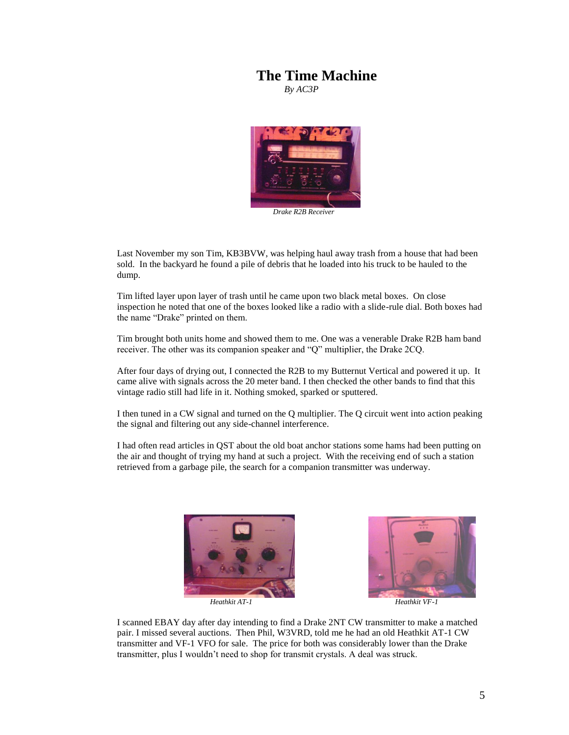# The Time Machine

*By AC3P*

*Drake R2B Receiver*

Last November my son Tim, KB3BVW, was helping haul away trash from a house that had been sold. In the backyard he found a pile of debris that he loaded into his truck to be hauled to the dump.

Tim lifted layer upon layer of trash until he came upon two black metal boxes. On close inspection he noted that one of the boxes looked like a radio with a slide-rule dial. Both boxes had the name “Drake” printed on them.

Tim brought both units home and showed them to me. One was a venerable Drake R2B ham band receiver. The other was its companion speaker and “Q” multiplier, the Drake 2CQ.

After four days of drying out, I connected the R2B to my Butternut Vertical and powered it up. It came alive with signals across the 20 meter band. I then checked the other bands to find that this vintage radio still had life in it. Nothing smoked, sparked or sputtered.

I then tuned in a CW signal and turned on the Q multiplier. The Q circuit went into action peaking the signal and filtering out any side-channel interference.

I had often read articles in QST about the old boat anchor stations some hams had been putting on the air and thought of trying my hand at such a project. With the receiving end of such a station retrieved from a garbage pile, the search for a companion transmitter was underway.

*Heathkit AT-1*

*Heathkit VF-1*

I scanned EBAY day after day intending to find a Drake 2NT CW transmitter to make a matched pair. I missed several auctions. Then Phil, W3VRD, told me he had an old Heathkit AT-1 CW transmitter and VF-1 VFO for sale. The price for both was considerably lower than the Drake transmitter, plus I wouldn’t need to shop for transmit crystals. A deal was struck.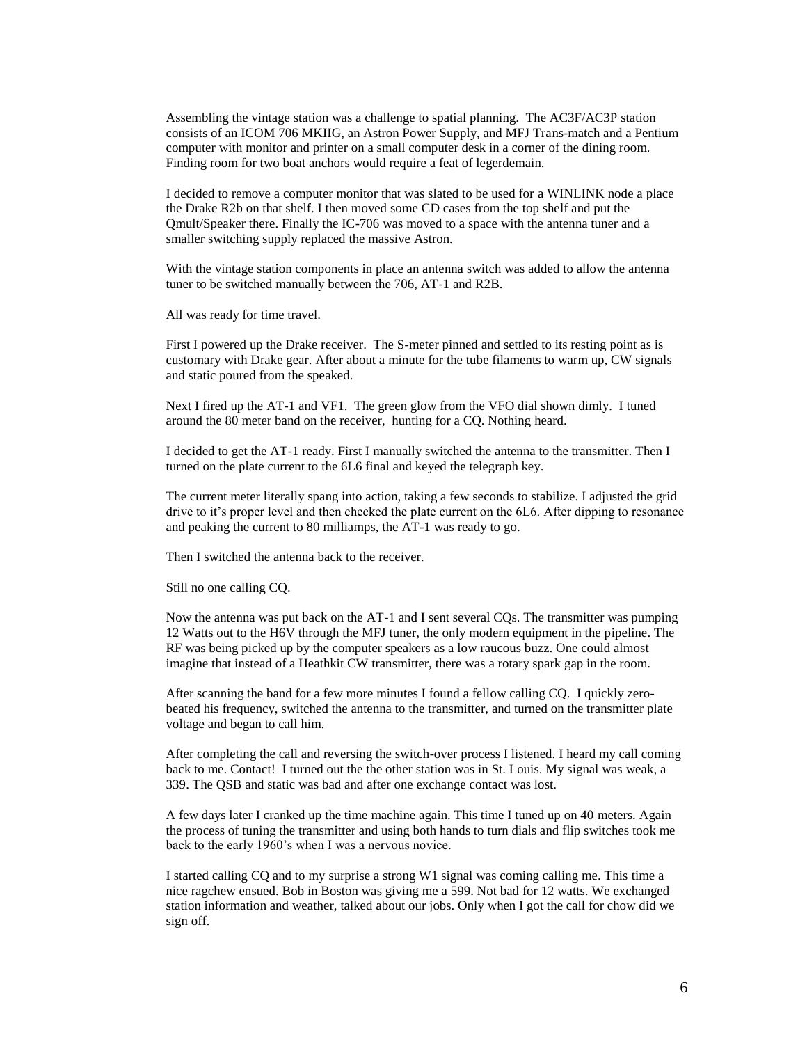Assembling the vintage station was a challenge to spatial planning. The AC3F/AC3P station consists of an ICOM 706 MKIIG, an Astron Power Supply, and MFJ Trans-match and a Pentium computer with monitor and printer on a small computer desk in a corner of the dining room. Finding room for two boat anchors would require a feat of legerdemain.

I decided to remove a computer monitor that was slated to be used for a WINLINK node a place the Drake R2b on that shelf. I then moved some CD cases from the top shelf and put the Qmult/Speaker there. Finally the IC-706 was moved to a space with the antenna tuner and a smaller switching supply replaced the massive Astron.

With the vintage station components in place an antenna switch was added to allow the antenna tuner to be switched manually between the 706, AT-1 and R2B.

All was ready for time travel.

First I powered up the Drake receiver. The S-meter pinned and settled to its resting point as is customary with Drake gear. After about a minute for the tube filaments to warm up, CW signals and static poured from the speaked.

Next I fired up the AT-1 and VF1. The green glow from the VFO dial shown dimly. I tuned around the 80 meter band on the receiver, hunting for a CQ. Nothing heard.

I decided to get the AT-1 ready. First I manually switched the antenna to the transmitter. Then I turned on the plate current to the 6L6 final and keyed the telegraph key.

The current meter literally spang into action, taking a few seconds to stabilize. I adjusted the grid drive to it's proper level and then checked the plate current on the 6L6. After dipping to resonance and peaking the current to 80 milliamps, the AT-1 was ready to go.

Then I switched the antenna back to the receiver.

Still no one calling CQ.

Now the antenna was put back on the AT-1 and I sent several CQs. The transmitter was pumping 12 Watts out to the H6V through the MFJ tuner, the only modern equipment in the pipeline. The RF was being picked up by the computer speakers as a low raucous buzz. One could almost imagine that instead of a Heathkit CW transmitter, there was a rotary spark gap in the room.

After scanning the band for a few more minutes I found a fellow calling CQ. I quickly zero-beated his frequency, switched the antenna to the transmitter, and turned on the transmitter plate voltage and began to call him.

After completing the call and reversing the switch-over process I listened. I heard my call coming back to me. Contact! I turned out the the other station was in St. Louis. My signal was weak, a 339. The QSB and static was bad and after one exchange contact was lost.

A few days later I cranked up the time machine again. This time I tuned up on 40 meters. Again the process of tuning the transmitter and using both hands to turn dials and flip switches took me back to the early 1960's when I was a nervous novice.

I started calling CQ and to my surprise a strong W1 signal was coming calling me. This time a nice ragchew ensued. Bob in Boston was giving me a 599. Not bad for 12 watts. We exchanged station information and weather, talked about our jobs. Only when I got the call for chow did we sign off.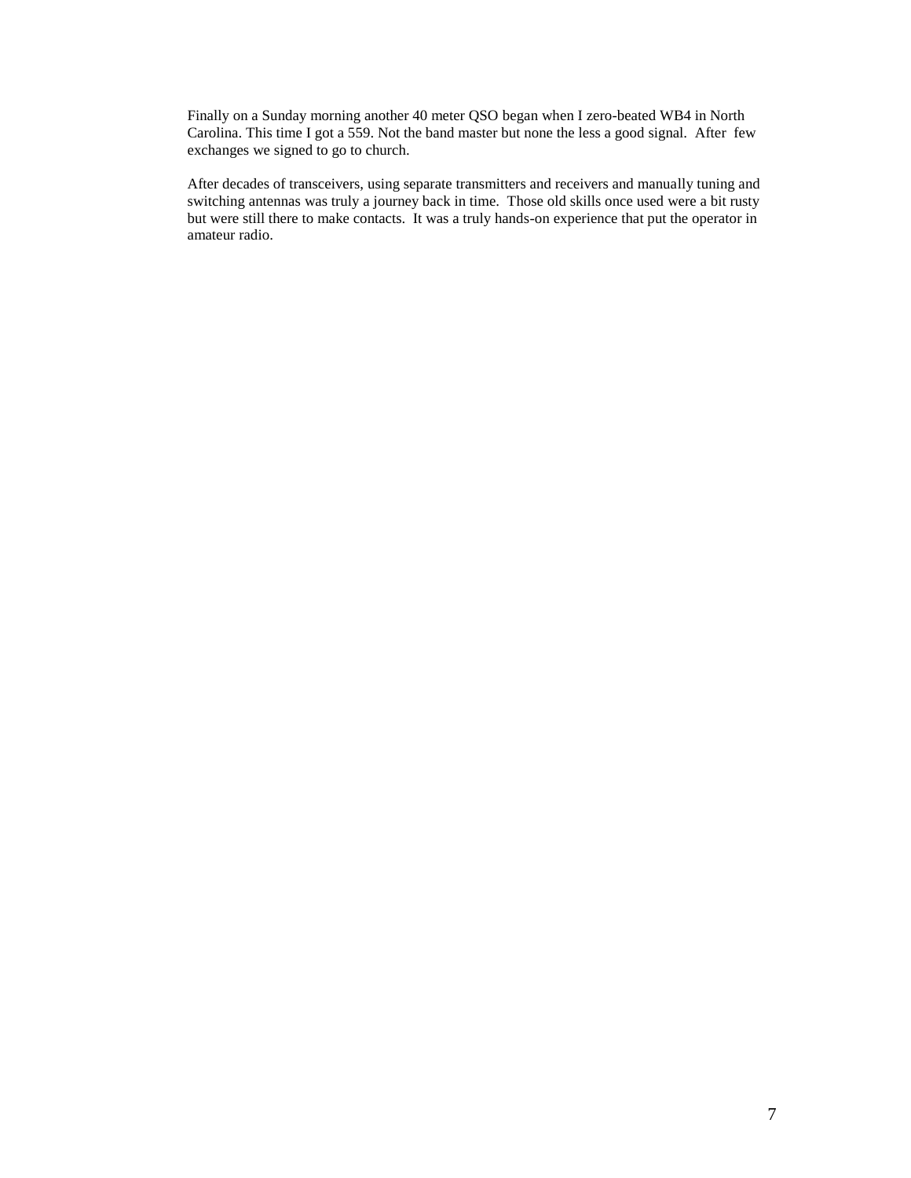Finally on a Sunday morning another 40 meter QSO began when I zero-beated WB4 in North Carolina. This time I got a 559. Not the band master but none the less a good signal. After few exchanges we signed to go to church.

After decades of transceivers, using separate transmitters and receivers and manually tuning and switching antennas was truly a journey back in time. Those old skills once used were a bit rusty but were still there to make contacts. It was a truly hands-on experience that put the operator in amateur radio.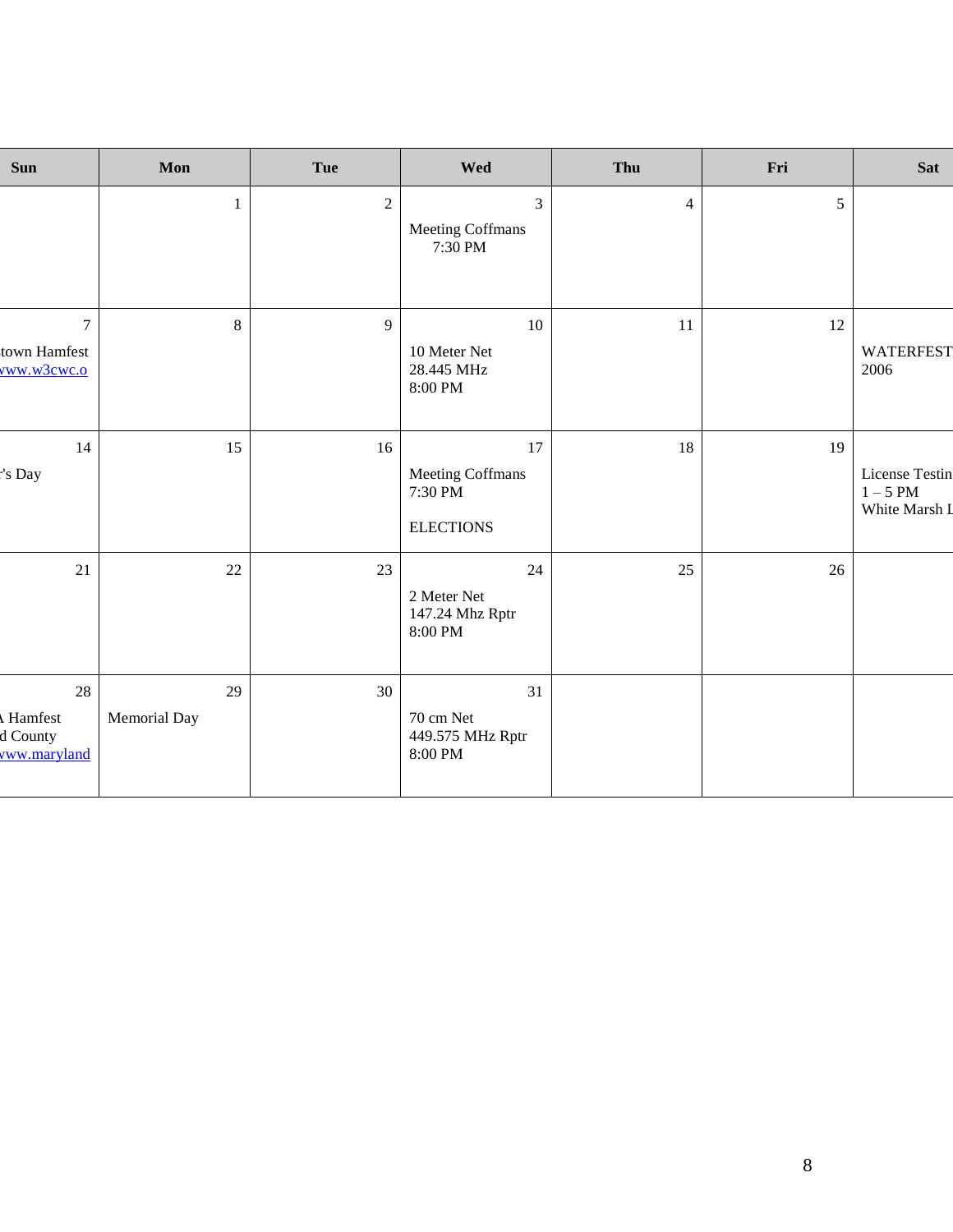| Sun | Mon | Tue | Wed | Thu | Fri | Sat |
|---|---|---|---|---|---|---|
| | 1 | 2 | 3 Meeting Coffmans 7:30 PM | 4 | 5 | |
| 7 town Hamfest www.w3cwc.o | 8 | 9 | 10 10 Meter Net 28.445 MHz 8:00 PM | 11 | 12 | WATERFEST 2006 |
| 14 's Day | 15 | 16 | 17 Meeting Coffmans 7:30 PM ELECTIONS | 18 | 19 | License Testin 1 – 5 PM White Marsh L |
| 21 | 22 | 23 | 24 2 Meter Net 147.24 Mhz Rptr 8:00 PM | 25 | 26 | |
| 28 Hamfest d County www.maryland | 29 Memorial Day | 30 | 31 70 cm Net 449.575 MHz Rptr 8:00 PM | | | |